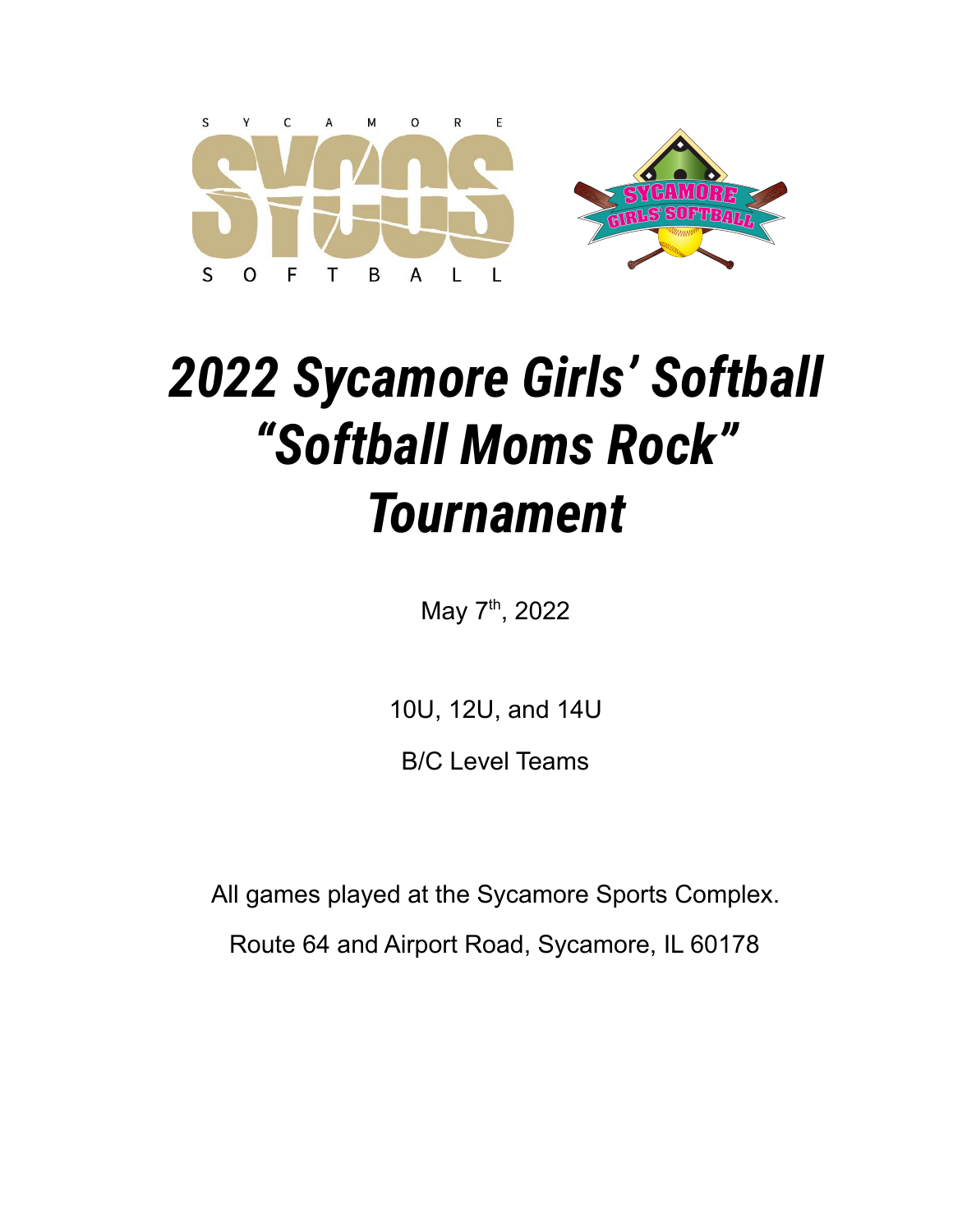# *2022 Sycamore Girls' Softball "Softball Moms Rock" Tournament*

May 7th, 2022

10U, 12U, and 14U

B/C Level Teams

All games played at the Sycamore Sports Complex.

Route 64 and Airport Road, Sycamore, IL 60178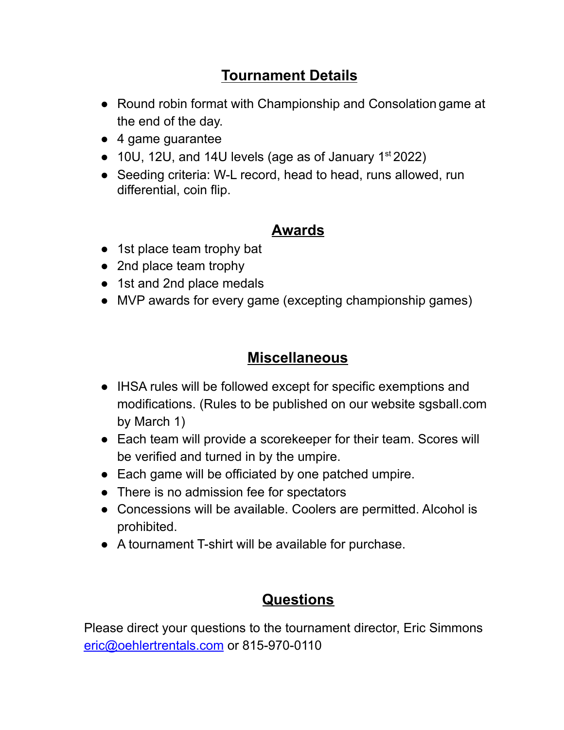## Tournament Details

- Round robin format with Championship and Consolation game at the end of the day.
- 4 game guarantee
- 10U, 12U, and 14U levels (age as of January 1st 2022)
- Seeding criteria: W-L record, head to head, runs allowed, run differential, coin flip.

## Awards

- 1st place team trophy bat
- 2nd place team trophy
- 1st and 2nd place medals
- MVP awards for every game (excepting championship games)

## Miscellaneous

- IHSA rules will be followed except for specific exemptions and modifications. (Rules to be published on our website sgsball.com by March 1)
- Each team will provide a scorekeeper for their team. Scores will be verified and turned in by the umpire.
- Each game will be officiated by one patched umpire.
- There is no admission fee for spectators
- Concessions will be available. Coolers are permitted. Alcohol is prohibited.
- A tournament T-shirt will be available for purchase.

## Questions

Please direct your questions to the tournament director, Eric Simmons eric@oehlertrentals.com or 815-970-0110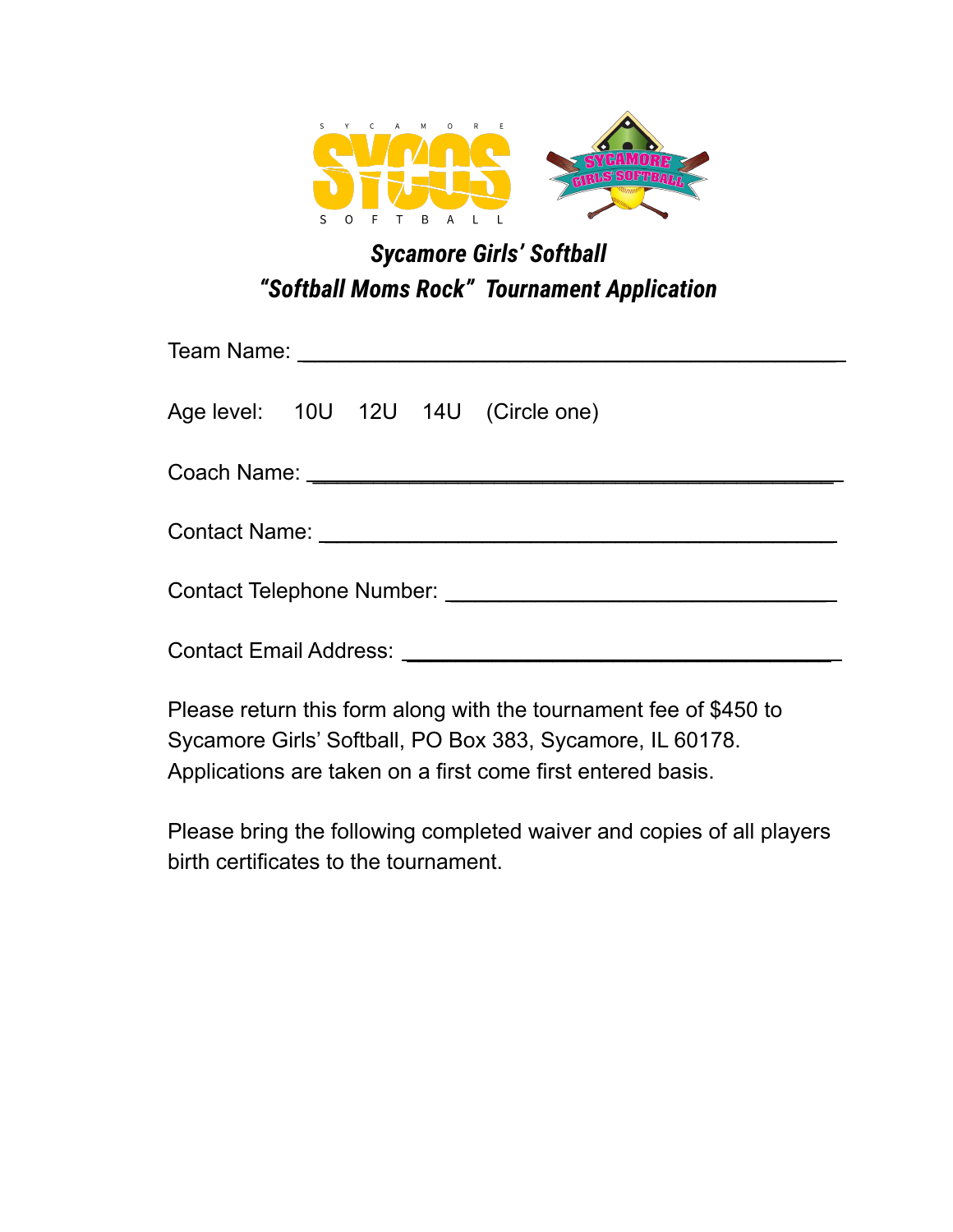# Sycamore Girls' Softball
## "Softball Moms Rock" Tournament Application

Team Name: ___________________________________________

Age level: 10U 12U 14U (Circle one)

Coach Name: __________________________________________

Contact Name: _________________________________________

Contact Telephone Number: _______________________________

Contact Email Address: __________________________________

Please return this form along with the tournament fee of $450 to Sycamore Girls' Softball, PO Box 383, Sycamore, IL 60178. Applications are taken on a first come first entered basis.

Please bring the following completed waiver and copies of all players birth certificates to the tournament.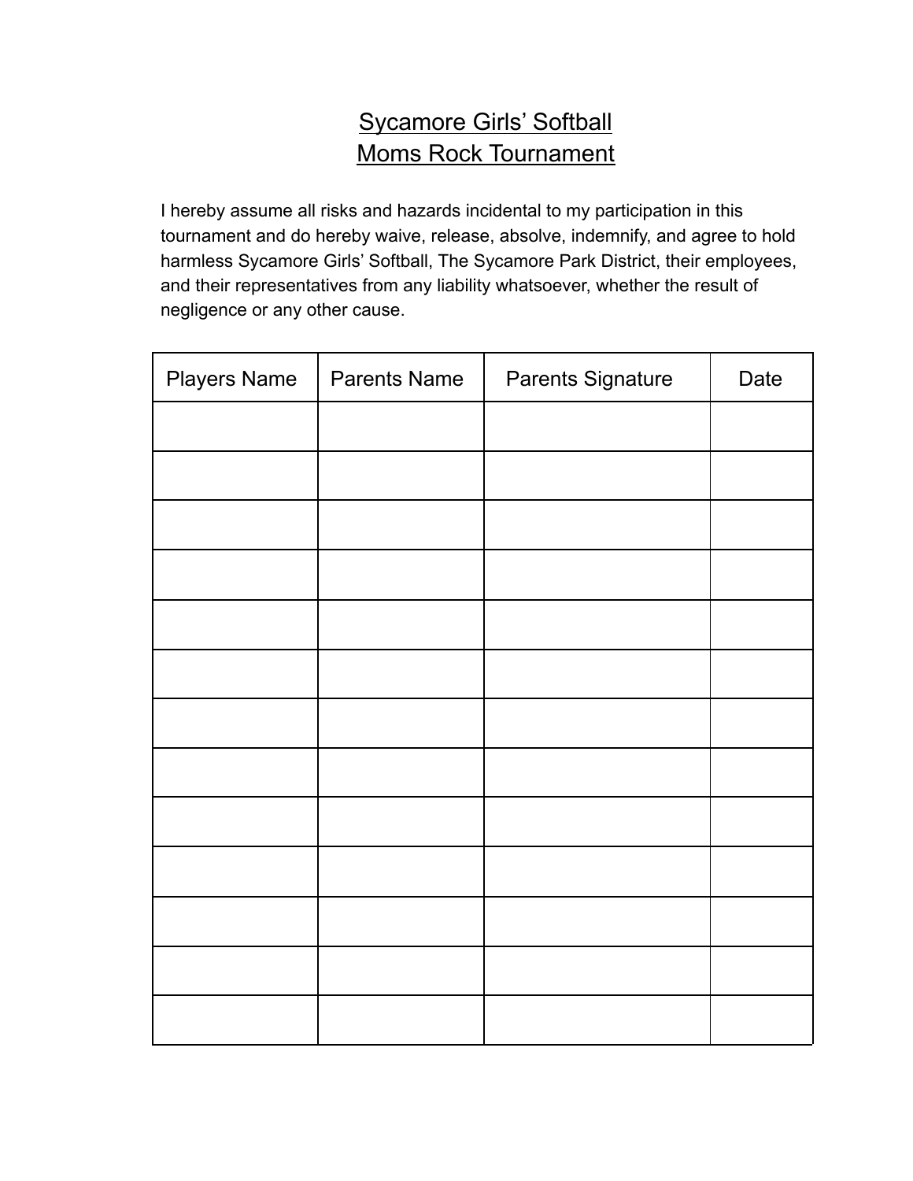# Sycamore Girls' Softball
# Moms Rock Tournament

I hereby assume all risks and hazards incidental to my participation in this tournament and do hereby waive, release, absolve, indemnify, and agree to hold harmless Sycamore Girls' Softball, The Sycamore Park District, their employees, and their representatives from any liability whatsoever, whether the result of negligence or any other cause.

| Players Name | Parents Name | Parents Signature | Date |
|---|---|---|---|
| | | | |
| | | | |
| | | | |
| | | | |
| | | | |
| | | | |
| | | | |
| | | | |
| | | | |
| | | | |
| | | | |
| | | | |
| | | | |